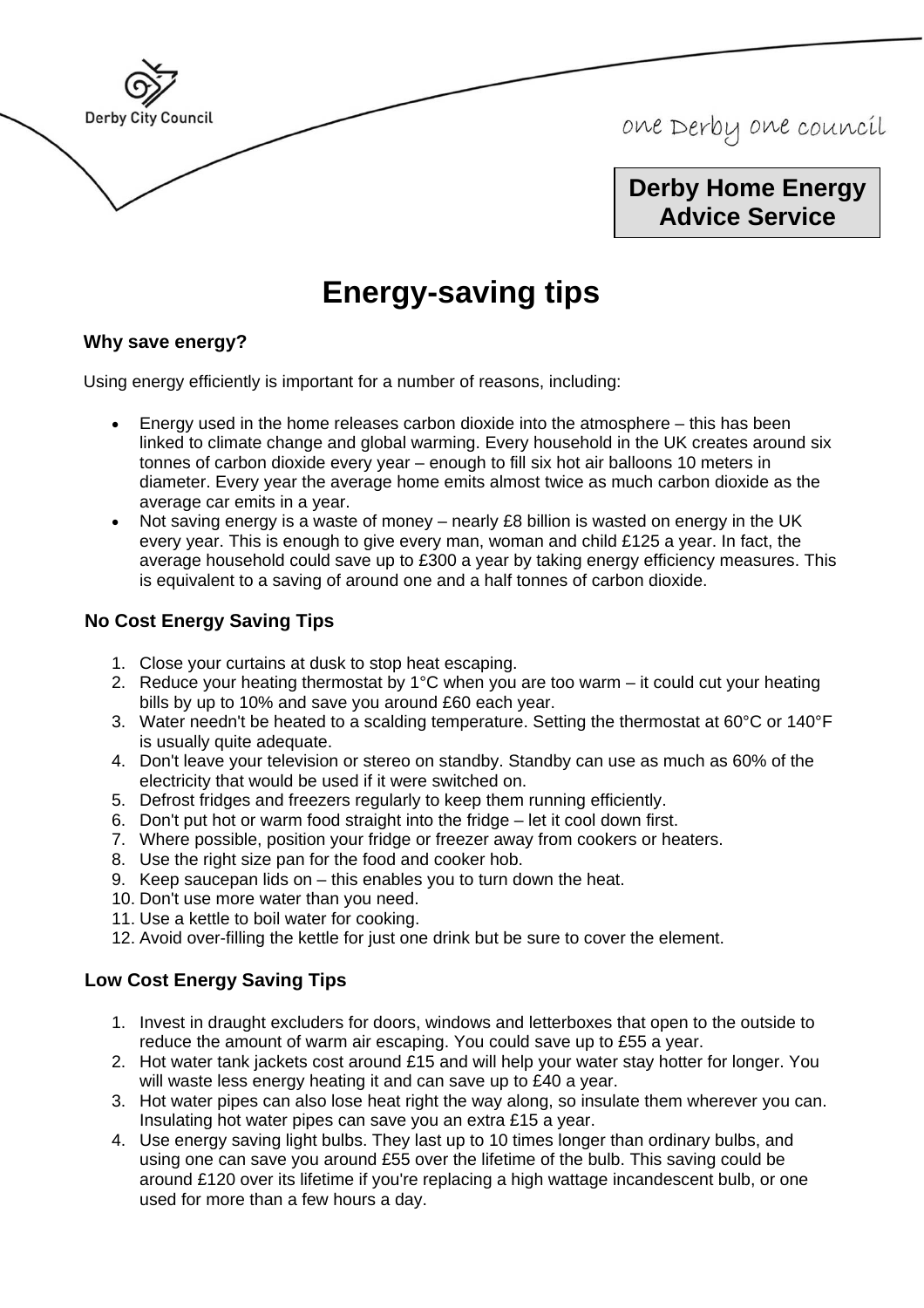Derby City Council

one Derby one council

**Derby Home Energy Advice Service**

# Energy-saving tips

### Why save energy?

Using energy efficiently is important for a number of reasons, including:

- Energy used in the home releases carbon dioxide into the atmosphere – this has been linked to climate change and global warming. Every household in the UK creates around six tonnes of carbon dioxide every year – enough to fill six hot air balloons 10 meters in diameter. Every year the average home emits almost twice as much carbon dioxide as the average car emits in a year.
- Not saving energy is a waste of money – nearly £8 billion is wasted on energy in the UK every year. This is enough to give every man, woman and child £125 a year. In fact, the average household could save up to £300 a year by taking energy efficiency measures. This is equivalent to a saving of around one and a half tonnes of carbon dioxide.

### No Cost Energy Saving Tips

1. Close your curtains at dusk to stop heat escaping.
2. Reduce your heating thermostat by 1°C when you are too warm – it could cut your heating bills by up to 10% and save you around £60 each year.
3. Water needn't be heated to a scalding temperature. Setting the thermostat at 60°C or 140°F is usually quite adequate.
4. Don't leave your television or stereo on standby. Standby can use as much as 60% of the electricity that would be used if it were switched on.
5. Defrost fridges and freezers regularly to keep them running efficiently.
6. Don't put hot or warm food straight into the fridge – let it cool down first.
7. Where possible, position your fridge or freezer away from cookers or heaters.
8. Use the right size pan for the food and cooker hob.
9. Keep saucepan lids on – this enables you to turn down the heat.
10. Don't use more water than you need.
11. Use a kettle to boil water for cooking.
12. Avoid over-filling the kettle for just one drink but be sure to cover the element.

### Low Cost Energy Saving Tips

1. Invest in draught excluders for doors, windows and letterboxes that open to the outside to reduce the amount of warm air escaping. You could save up to £55 a year.
2. Hot water tank jackets cost around £15 and will help your water stay hotter for longer. You will waste less energy heating it and can save up to £40 a year.
3. Hot water pipes can also lose heat right the way along, so insulate them wherever you can. Insulating hot water pipes can save you an extra £15 a year.
4. Use energy saving light bulbs. They last up to 10 times longer than ordinary bulbs, and using one can save you around £55 over the lifetime of the bulb. This saving could be around £120 over its lifetime if you're replacing a high wattage incandescent bulb, or one used for more than a few hours a day.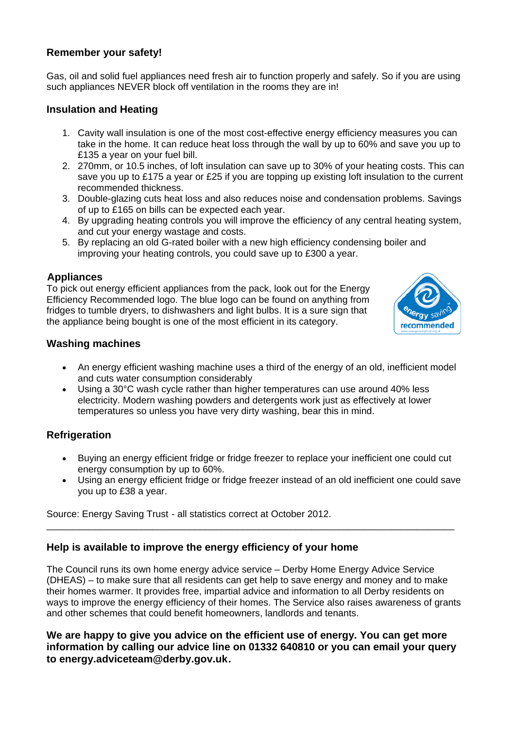### Remember your safety!

Gas, oil and solid fuel appliances need fresh air to function properly and safely. So if you are using such appliances NEVER block off ventilation in the rooms they are in!

### Insulation and Heating

1. Cavity wall insulation is one of the most cost-effective energy efficiency measures you can take in the home. It can reduce heat loss through the wall by up to 60% and save you up to £135 a year on your fuel bill.
2. 270mm, or 10.5 inches, of loft insulation can save up to 30% of your heating costs. This can save you up to £175 a year or £25 if you are topping up existing loft insulation to the current recommended thickness.
3. Double-glazing cuts heat loss and also reduces noise and condensation problems. Savings of up to £165 on bills can be expected each year.
4. By upgrading heating controls you will improve the efficiency of any central heating system, and cut your energy wastage and costs.
5. By replacing an old G-rated boiler with a new high efficiency condensing boiler and improving your heating controls, you could save up to £300 a year.

### Appliances

To pick out energy efficient appliances from the pack, look out for the Energy Efficiency Recommended logo. The blue logo can be found on anything from fridges to tumble dryers, to dishwashers and light bulbs. It is a sure sign that the appliance being bought is one of the most efficient in its category.

### Washing machines

- An energy efficient washing machine uses a third of the energy of an old, inefficient model and cuts water consumption considerably
- Using a 30°C wash cycle rather than higher temperatures can use around 40% less electricity. Modern washing powders and detergents work just as effectively at lower temperatures so unless you have very dirty washing, bear this in mind.

### Refrigeration

- Buying an energy efficient fridge or fridge freezer to replace your inefficient one could cut energy consumption by up to 60%.
- Using an energy efficient fridge or fridge freezer instead of an old inefficient one could save you up to £38 a year.

Source: Energy Saving Trust - all statistics correct at October 2012.

---

### Help is available to improve the energy efficiency of your home

The Council runs its own home energy advice service – Derby Home Energy Advice Service (DHEAS) – to make sure that all residents can get help to save energy and money and to make their homes warmer. It provides free, impartial advice and information to all Derby residents on ways to improve the energy efficiency of their homes. The Service also raises awareness of grants and other schemes that could benefit homeowners, landlords and tenants.

**We are happy to give you advice on the efficient use of energy. You can get more information by calling our advice line on 01332 640810 or you can email your query to energy.adviceteam@derby.gov.uk.**